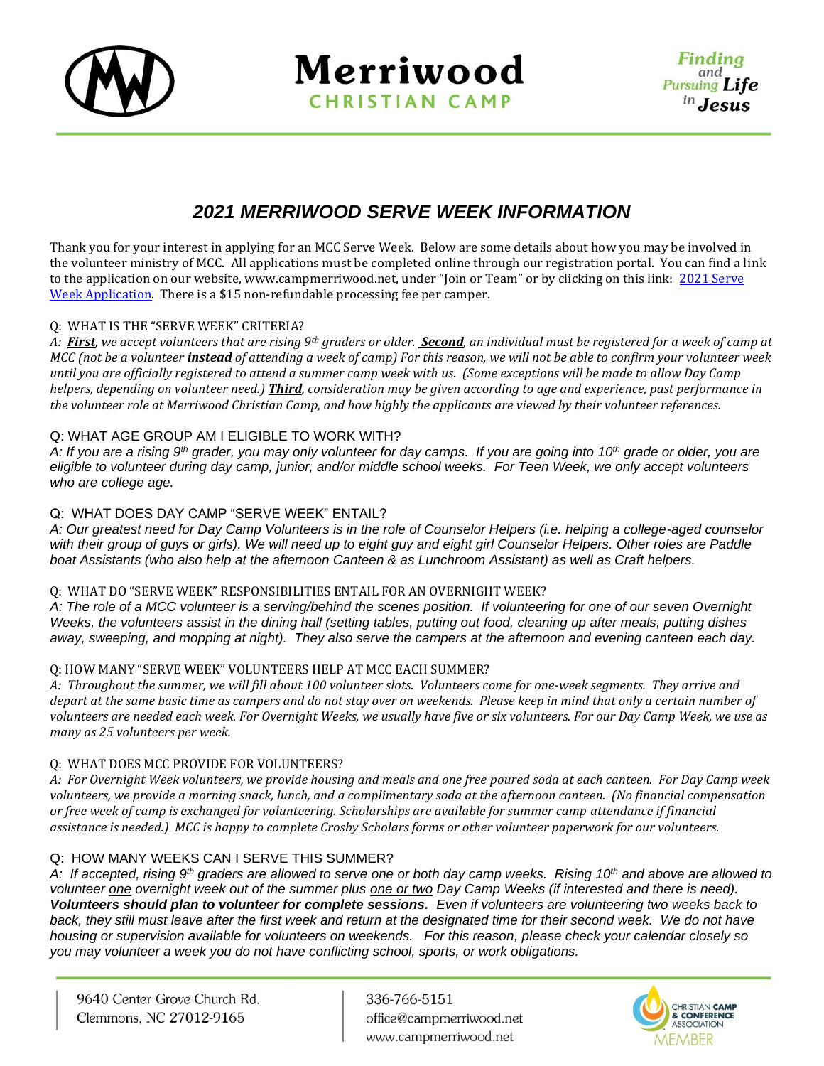# Merriwood CHRISTIAN CAMP

*Finding and Pursuing Life in Jesus*

## *2021 MERRIWOOD SERVE WEEK INFORMATION*

Thank you for your interest in applying for an MCC Serve Week. Below are some details about how you may be involved in the volunteer ministry of MCC. All applications must be completed online through our registration portal. You can find a link to the application on our website, www.campmerriwood.net, under "Join or Team" or by clicking on this link: [2021 Serve Week Application](). There is a $15 non-refundable processing fee per camper.

Q: WHAT IS THE "SERVE WEEK" CRITERIA?

*A: **First**, we accept volunteers that are rising 9th graders or older. **Second**, an individual must be registered for a week of camp at MCC (not be a volunteer **instead** of attending a week of camp) For this reason, we will not be able to confirm your volunteer week until you are officially registered to attend a summer camp week with us. (Some exceptions will be made to allow Day Camp helpers, depending on volunteer need.) **Third**, consideration may be given according to age and experience, past performance in the volunteer role at Merriwood Christian Camp, and how highly the applicants are viewed by their volunteer references.*

Q: WHAT AGE GROUP AM I ELIGIBLE TO WORK WITH?

*A: If you are a rising 9th grader, you may only volunteer for day camps. If you are going into 10th grade or older, you are eligible to volunteer during day camp, junior, and/or middle school weeks. For Teen Week, we only accept volunteers who are college age.*

Q: WHAT DOES DAY CAMP "SERVE WEEK" ENTAIL?

*A: Our greatest need for Day Camp Volunteers is in the role of Counselor Helpers (i.e. helping a college-aged counselor with their group of guys or girls). We will need up to eight guy and eight girl Counselor Helpers. Other roles are Paddle boat Assistants (who also help at the afternoon Canteen & as Lunchroom Assistant) as well as Craft helpers.*

Q: WHAT DO "SERVE WEEK" RESPONSIBILITIES ENTAIL FOR AN OVERNIGHT WEEK?

*A: The role of a MCC volunteer is a serving/behind the scenes position. If volunteering for one of our seven Overnight Weeks, the volunteers assist in the dining hall (setting tables, putting out food, cleaning up after meals, putting dishes away, sweeping, and mopping at night). They also serve the campers at the afternoon and evening canteen each day.*

Q: HOW MANY "SERVE WEEK" VOLUNTEERS HELP AT MCC EACH SUMMER?

*A: Throughout the summer, we will fill about 100 volunteer slots. Volunteers come for one-week segments. They arrive and depart at the same basic time as campers and do not stay over on weekends. Please keep in mind that only a certain number of volunteers are needed each week. For Overnight Weeks, we usually have five or six volunteers. For our Day Camp Week, we use as many as 25 volunteers per week.*

Q: WHAT DOES MCC PROVIDE FOR VOLUNTEERS?

*A: For Overnight Week volunteers, we provide housing and meals and one free poured soda at each canteen. For Day Camp week volunteers, we provide a morning snack, lunch, and a complimentary soda at the afternoon canteen. (No financial compensation or free week of camp is exchanged for volunteering. Scholarships are available for summer camp attendance if financial assistance is needed.) MCC is happy to complete Crosby Scholars forms or other volunteer paperwork for our volunteers.*

Q: HOW MANY WEEKS CAN I SERVE THIS SUMMER?

*A: If accepted, rising 9th graders are allowed to serve one or both day camp weeks. Rising 10th and above are allowed to volunteer one overnight week out of the summer plus one or two Day Camp Weeks (if interested and there is need). **Volunteers should plan to volunteer for complete sessions.** Even if volunteers are volunteering two weeks back to back, they still must leave after the first week and return at the designated time for their second week. We do not have housing or supervision available for volunteers on weekends. For this reason, please check your calendar closely so you may volunteer a week you do not have conflicting school, sports, or work obligations.*

9640 Center Grove Church Rd.
Clemmons, NC 27012-9165

336-766-5151
office@campmerriwood.net
www.campmerriwood.net

CHRISTIAN CAMP & CONFERENCE ASSOCIATION MEMBER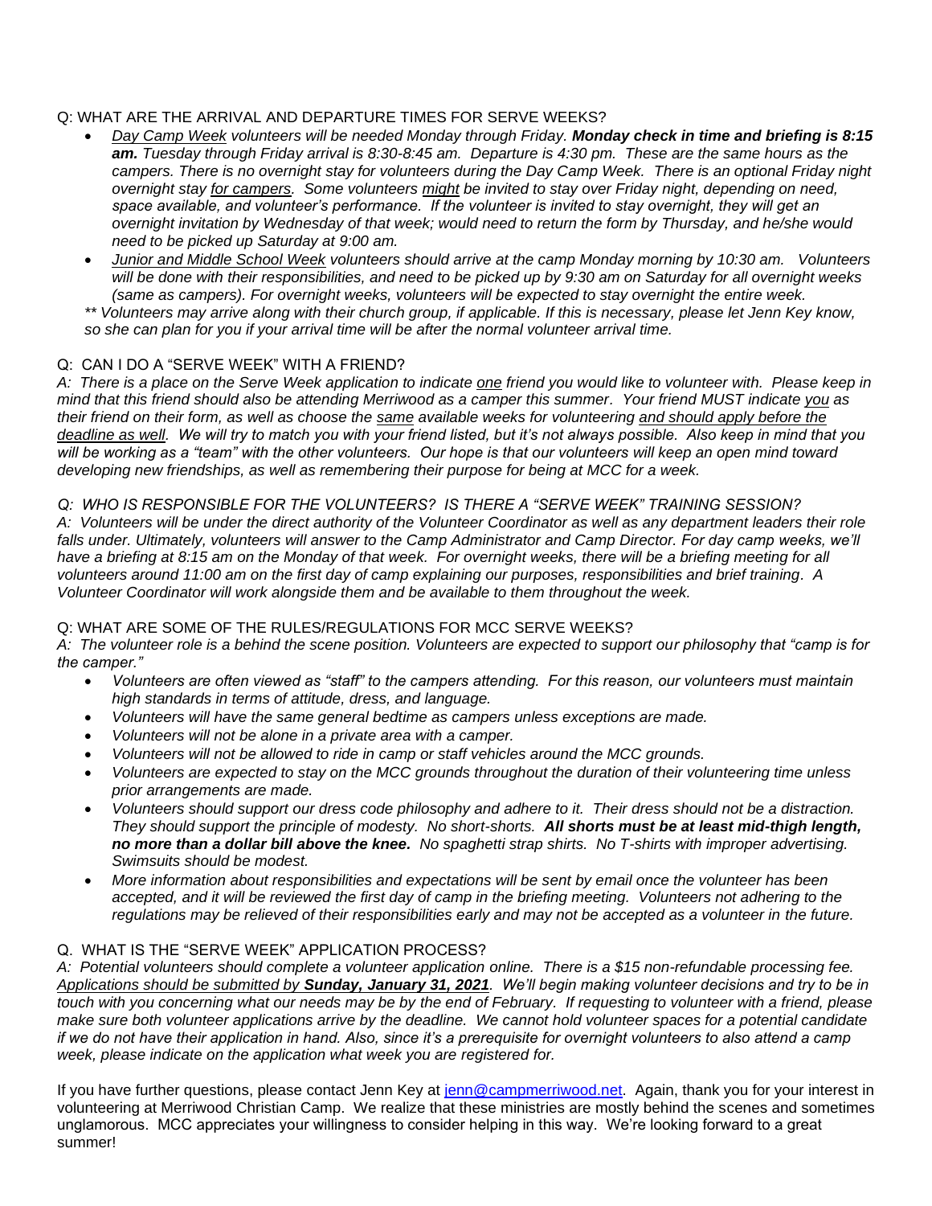Q: WHAT ARE THE ARRIVAL AND DEPARTURE TIMES FOR SERVE WEEKS?

- *Day Camp Week volunteers will be needed Monday through Friday.* ***Monday check in time and briefing is 8:15 am.*** *Tuesday through Friday arrival is 8:30-8:45 am. Departure is 4:30 pm. These are the same hours as the campers. There is no overnight stay for volunteers during the Day Camp Week. There is an optional Friday night overnight stay for campers. Some volunteers might be invited to stay over Friday night, depending on need, space available, and volunteer's performance. If the volunteer is invited to stay overnight, they will get an overnight invitation by Wednesday of that week; would need to return the form by Thursday, and he/she would need to be picked up Saturday at 9:00 am.*
- *Junior and Middle School Week volunteers should arrive at the camp Monday morning by 10:30 am. Volunteers will be done with their responsibilities, and need to be picked up by 9:30 am on Saturday for all overnight weeks (same as campers). For overnight weeks, volunteers will be expected to stay overnight the entire week.*

*** Volunteers may arrive along with their church group, if applicable. If this is necessary, please let Jenn Key know, so she can plan for you if your arrival time will be after the normal volunteer arrival time.*

Q: CAN I DO A "SERVE WEEK" WITH A FRIEND?

*A: There is a place on the Serve Week application to indicate one friend you would like to volunteer with. Please keep in mind that this friend should also be attending Merriwood as a camper this summer. Your friend MUST indicate you as their friend on their form, as well as choose the same available weeks for volunteering and should apply before the deadline as well. We will try to match you with your friend listed, but it's not always possible. Also keep in mind that you will be working as a "team" with the other volunteers. Our hope is that our volunteers will keep an open mind toward developing new friendships, as well as remembering their purpose for being at MCC for a week.*

*Q: WHO IS RESPONSIBLE FOR THE VOLUNTEERS? IS THERE A "SERVE WEEK" TRAINING SESSION?*

*A: Volunteers will be under the direct authority of the Volunteer Coordinator as well as any department leaders their role falls under. Ultimately, volunteers will answer to the Camp Administrator and Camp Director. For day camp weeks, we'll have a briefing at 8:15 am on the Monday of that week. For overnight weeks, there will be a briefing meeting for all volunteers around 11:00 am on the first day of camp explaining our purposes, responsibilities and brief training. A Volunteer Coordinator will work alongside them and be available to them throughout the week.*

Q: WHAT ARE SOME OF THE RULES/REGULATIONS FOR MCC SERVE WEEKS?

*A: The volunteer role is a behind the scene position. Volunteers are expected to support our philosophy that "camp is for the camper."*

- *Volunteers are often viewed as "staff" to the campers attending. For this reason, our volunteers must maintain high standards in terms of attitude, dress, and language.*
- *Volunteers will have the same general bedtime as campers unless exceptions are made.*
- *Volunteers will not be alone in a private area with a camper.*
- *Volunteers will not be allowed to ride in camp or staff vehicles around the MCC grounds.*
- *Volunteers are expected to stay on the MCC grounds throughout the duration of their volunteering time unless prior arrangements are made.*
- *Volunteers should support our dress code philosophy and adhere to it. Their dress should not be a distraction. They should support the principle of modesty. No short-shorts.* ***All shorts must be at least mid-thigh length, no more than a dollar bill above the knee.*** *No spaghetti strap shirts. No T-shirts with improper advertising. Swimsuits should be modest.*
- *More information about responsibilities and expectations will be sent by email once the volunteer has been accepted, and it will be reviewed the first day of camp in the briefing meeting. Volunteers not adhering to the regulations may be relieved of their responsibilities early and may not be accepted as a volunteer in the future.*

Q. WHAT IS THE "SERVE WEEK" APPLICATION PROCESS?

*A: Potential volunteers should complete a volunteer application online. There is a $15 non-refundable processing fee. Applications should be submitted by* ***Sunday, January 31, 2021****. We'll begin making volunteer decisions and try to be in touch with you concerning what our needs may be by the end of February. If requesting to volunteer with a friend, please make sure both volunteer applications arrive by the deadline. We cannot hold volunteer spaces for a potential candidate if we do not have their application in hand. Also, since it's a prerequisite for overnight volunteers to also attend a camp week, please indicate on the application what week you are registered for.*

If you have further questions, please contact Jenn Key at jenn@campmerriwood.net. Again, thank you for your interest in volunteering at Merriwood Christian Camp. We realize that these ministries are mostly behind the scenes and sometimes unglamorous. MCC appreciates your willingness to consider helping in this way. We're looking forward to a great summer!